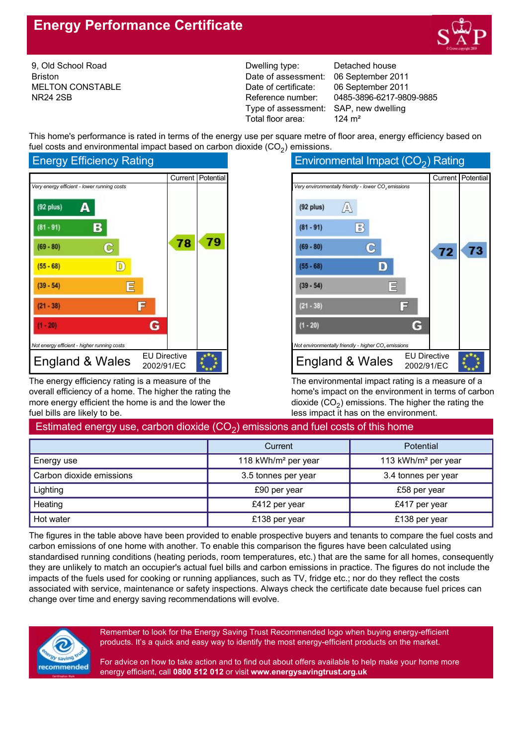# Energy Performance Certificate

9, Old School Road
Briston
MELTON CONSTABLE
NR24 2SB

| | |
|---|---|
| Dwelling type: | Detached house |
| Date of assessment: | 06 September 2011 |
| Date of certificate: | 06 September 2011 |
| Reference number: | 0485-3896-6217-9809-9885 |
| Type of assessment: | SAP, new dwelling |
| Total floor area: | 124 m² |

This home's performance is rated in terms of the energy use per square metre of floor area, energy efficiency based on fuel costs and environmental impact based on carbon dioxide ($CO_2$) emissions.

## Energy Efficiency Rating

*Very energy efficient - lower running costs*

| Band | Current | Potential |
|---|---|---|
| (92 plus) A | | |
| (81 - 91) B | | |
| (69 - 80) C | 78 | 79 |
| (55 - 68) D | | |
| (39 - 54) E | | |
| (21 - 38) F | | |
| (1 - 20) G | | |

*Not energy efficient - higher running costs*

England & Wales — EU Directive 2002/91/EC

The energy efficiency rating is a measure of the overall efficiency of a home. The higher the rating the more energy efficient the home is and the lower the fuel bills are likely to be.

## Environmental Impact ($CO_2$) Rating

*Very environmentally friendly - lower $CO_2$ emissions*

| Band | Current | Potential |
|---|---|---|
| (92 plus) A | | |
| (81 - 91) B | | |
| (69 - 80) C | 72 | 73 |
| (55 - 68) D | | |
| (39 - 54) E | | |
| (21 - 38) F | | |
| (1 - 20) G | | |

*Not environmentally friendly - higher $CO_2$ emissions*

England & Wales — EU Directive 2002/91/EC

The environmental impact rating is a measure of a home's impact on the environment in terms of carbon dioxide ($CO_2$) emissions. The higher the rating the less impact it has on the environment.

## Estimated energy use, carbon dioxide ($CO_2$) emissions and fuel costs of this home

| | Current | Potential |
|---|---|---|
| Energy use | 118 kWh/m² per year | 113 kWh/m² per year |
| Carbon dioxide emissions | 3.5 tonnes per year | 3.4 tonnes per year |
| Lighting | £90 per year | £58 per year |
| Heating | £412 per year | £417 per year |
| Hot water | £138 per year | £138 per year |

The figures in the table above have been provided to enable prospective buyers and tenants to compare the fuel costs and carbon emissions of one home with another. To enable this comparison the figures have been calculated using standardised running conditions (heating periods, room temperatures, etc.) that are the same for all homes, consequently they are unlikely to match an occupier's actual fuel bills and carbon emissions in practice. The figures do not include the impacts of the fuels used for cooking or running appliances, such as TV, fridge etc.; nor do they reflect the costs associated with service, maintenance or safety inspections. Always check the certificate date because fuel prices can change over time and energy saving recommendations will evolve.

Remember to look for the Energy Saving Trust Recommended logo when buying energy-efficient products. It's a quick and easy way to identify the most energy-efficient products on the market.

For advice on how to take action and to find out about offers available to help make your home more energy efficient, call **0800 512 012** or visit **www.energysavingtrust.org.uk**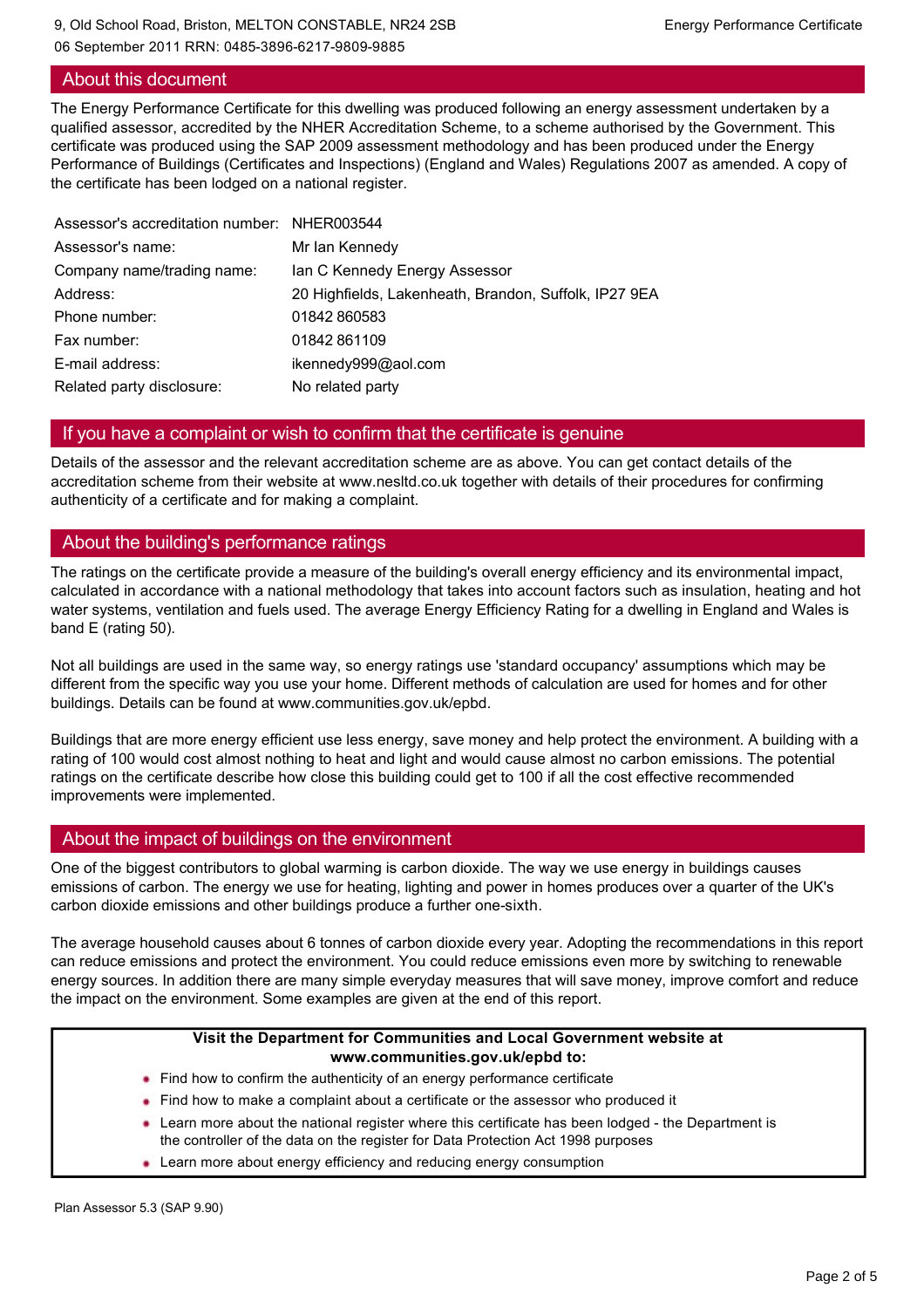## About this document

The Energy Performance Certificate for this dwelling was produced following an energy assessment undertaken by a qualified assessor, accredited by the NHER Accreditation Scheme, to a scheme authorised by the Government. This certificate was produced using the SAP 2009 assessment methodology and has been produced under the Energy Performance of Buildings (Certificates and Inspections) (England and Wales) Regulations 2007 as amended. A copy of the certificate has been lodged on a national register.

| | |
|---|---|
| Assessor's accreditation number: | NHER003544 |
| Assessor's name: | Mr Ian Kennedy |
| Company name/trading name: | Ian C Kennedy Energy Assessor |
| Address: | 20 Highfields, Lakenheath, Brandon, Suffolk, IP27 9EA |
| Phone number: | 01842 860583 |
| Fax number: | 01842 861109 |
| E-mail address: | ikennedy999@aol.com |
| Related party disclosure: | No related party |

## If you have a complaint or wish to confirm that the certificate is genuine

Details of the assessor and the relevant accreditation scheme are as above. You can get contact details of the accreditation scheme from their website at www.nesltd.co.uk together with details of their procedures for confirming authenticity of a certificate and for making a complaint.

## About the building's performance ratings

The ratings on the certificate provide a measure of the building's overall energy efficiency and its environmental impact, calculated in accordance with a national methodology that takes into account factors such as insulation, heating and hot water systems, ventilation and fuels used. The average Energy Efficiency Rating for a dwelling in England and Wales is band E (rating 50).

Not all buildings are used in the same way, so energy ratings use 'standard occupancy' assumptions which may be different from the specific way you use your home. Different methods of calculation are used for homes and for other buildings. Details can be found at www.communities.gov.uk/epbd.

Buildings that are more energy efficient use less energy, save money and help protect the environment. A building with a rating of 100 would cost almost nothing to heat and light and would cause almost no carbon emissions. The potential ratings on the certificate describe how close this building could get to 100 if all the cost effective recommended improvements were implemented.

## About the impact of buildings on the environment

One of the biggest contributors to global warming is carbon dioxide. The way we use energy in buildings causes emissions of carbon. The energy we use for heating, lighting and power in homes produces over a quarter of the UK's carbon dioxide emissions and other buildings produce a further one-sixth.

The average household causes about 6 tonnes of carbon dioxide every year. Adopting the recommendations in this report can reduce emissions and protect the environment. You could reduce emissions even more by switching to renewable energy sources. In addition there are many simple everyday measures that will save money, improve comfort and reduce the impact on the environment. Some examples are given at the end of this report.

**Visit the Department for Communities and Local Government website at www.communities.gov.uk/epbd to:**

- Find how to confirm the authenticity of an energy performance certificate
- Find how to make a complaint about a certificate or the assessor who produced it
- Learn more about the national register where this certificate has been lodged - the Department is the controller of the data on the register for Data Protection Act 1998 purposes
- Learn more about energy efficiency and reducing energy consumption

Plan Assessor 5.3 (SAP 9.90)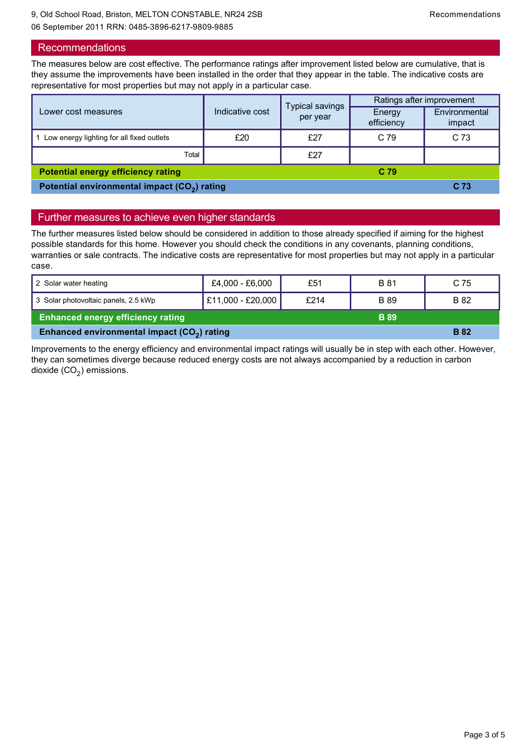## Recommendations

The measures below are cost effective. The performance ratings after improvement listed below are cumulative, that is they assume the improvements have been installed in the order that they appear in the table. The indicative costs are representative for most properties but may not apply in a particular case.

| Lower cost measures | Indicative cost | Typical savings per year | Ratings after improvement | |
|---|---|---|---|---|
| | | | Energy efficiency | Environmental impact |
| 1 Low energy lighting for all fixed outlets | £20 | £27 | C 79 | C 73 |
| Total | | £27 | | |
| **Potential energy efficiency rating** | | | **C 79** | |
| **Potential environmental impact ($CO_2$) rating** | | | | **C 73** |

## Further measures to achieve even higher standards

The further measures listed below should be considered in addition to those already specified if aiming for the highest possible standards for this home. However you should check the conditions in any covenants, planning conditions, warranties or sale contracts. The indicative costs are representative for most properties but may not apply in a particular case.

| Measure | Indicative cost | Typical savings per year | Energy efficiency | Environmental impact |
|---|---|---|---|---|
| 2 Solar water heating | £4,000 - £6,000 | £51 | B 81 | C 75 |
| 3 Solar photovoltaic panels, 2.5 kWp | £11,000 - £20,000 | £214 | B 89 | B 82 |
| **Enhanced energy efficiency rating** | | | **B 89** | |
| **Enhanced environmental impact ($CO_2$) rating** | | | | **B 82** |

Improvements to the energy efficiency and environmental impact ratings will usually be in step with each other. However, they can sometimes diverge because reduced energy costs are not always accompanied by a reduction in carbon dioxide ($CO_2$) emissions.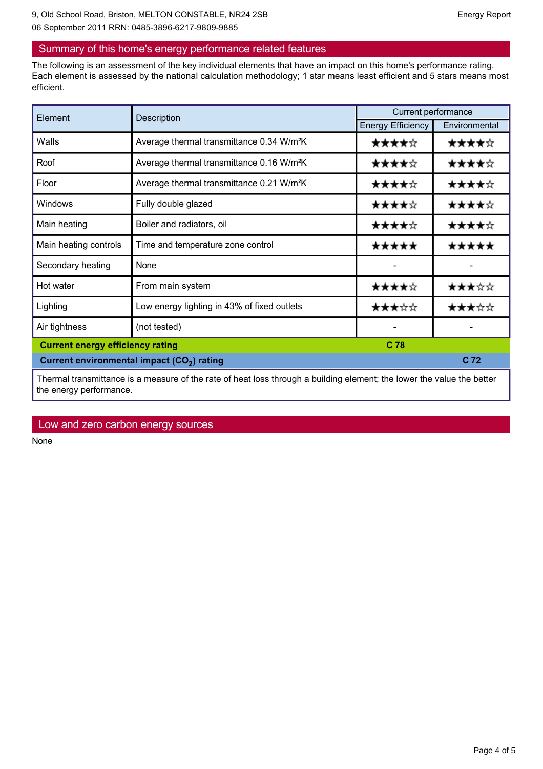## Summary of this home's energy performance related features

The following is an assessment of the key individual elements that have an impact on this home's performance rating. Each element is assessed by the national calculation methodology; 1 star means least efficient and 5 stars means most efficient.

| Element | Description | Current performance | |
|---|---|---|---|
| | | Energy Efficiency | Environmental |
| Walls | Average thermal transmittance 0.34 W/m²K | ★★★★☆ | ★★★★☆ |
| Roof | Average thermal transmittance 0.16 W/m²K | ★★★★☆ | ★★★★☆ |
| Floor | Average thermal transmittance 0.21 W/m²K | ★★★★☆ | ★★★★☆ |
| Windows | Fully double glazed | ★★★★☆ | ★★★★☆ |
| Main heating | Boiler and radiators, oil | ★★★★☆ | ★★★★☆ |
| Main heating controls | Time and temperature zone control | ★★★★★ | ★★★★★ |
| Secondary heating | None | - | - |
| Hot water | From main system | ★★★★☆ | ★★★☆☆ |
| Lighting | Low energy lighting in 43% of fixed outlets | ★★★☆☆ | ★★★☆☆ |
| Air tightness | (not tested) | - | - |
| **Current energy efficiency rating** | | **C 78** | |
| **Current environmental impact ($CO_2$) rating** | | | **C 72** |

Thermal transmittance is a measure of the rate of heat loss through a building element; the lower the value the better the energy performance.

## Low and zero carbon energy sources

None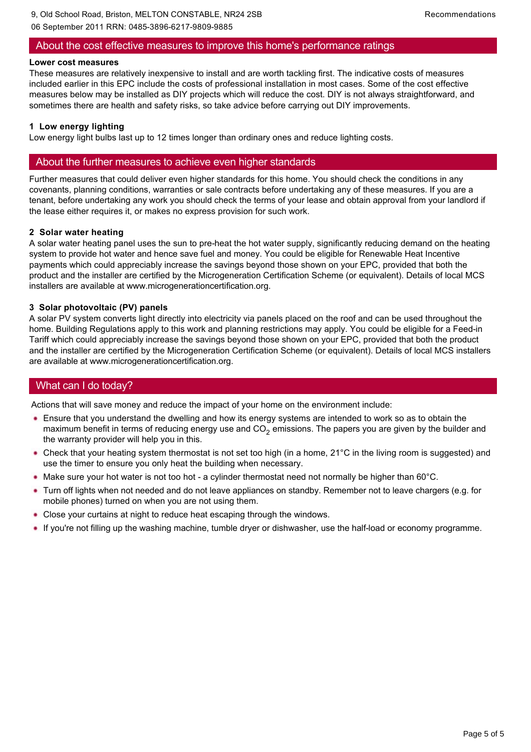## About the cost effective measures to improve this home's performance ratings

**Lower cost measures**

These measures are relatively inexpensive to install and are worth tackling first. The indicative costs of measures included earlier in this EPC include the costs of professional installation in most cases. Some of the cost effective measures below may be installed as DIY projects which will reduce the cost. DIY is not always straightforward, and sometimes there are health and safety risks, so take advice before carrying out DIY improvements.

**1 Low energy lighting**

Low energy light bulbs last up to 12 times longer than ordinary ones and reduce lighting costs.

## About the further measures to achieve even higher standards

Further measures that could deliver even higher standards for this home. You should check the conditions in any covenants, planning conditions, warranties or sale contracts before undertaking any of these measures. If you are a tenant, before undertaking any work you should check the terms of your lease and obtain approval from your landlord if the lease either requires it, or makes no express provision for such work.

**2 Solar water heating**

A solar water heating panel uses the sun to pre-heat the hot water supply, significantly reducing demand on the heating system to provide hot water and hence save fuel and money. You could be eligible for Renewable Heat Incentive payments which could appreciably increase the savings beyond those shown on your EPC, provided that both the product and the installer are certified by the Microgeneration Certification Scheme (or equivalent). Details of local MCS installers are available at www.microgenerationcertification.org.

**3 Solar photovoltaic (PV) panels**

A solar PV system converts light directly into electricity via panels placed on the roof and can be used throughout the home. Building Regulations apply to this work and planning restrictions may apply. You could be eligible for a Feed-in Tariff which could appreciably increase the savings beyond those shown on your EPC, provided that both the product and the installer are certified by the Microgeneration Certification Scheme (or equivalent). Details of local MCS installers are available at www.microgenerationcertification.org.

## What can I do today?

Actions that will save money and reduce the impact of your home on the environment include:

- Ensure that you understand the dwelling and how its energy systems are intended to work so as to obtain the maximum benefit in terms of reducing energy use and $CO_2$ emissions. The papers you are given by the builder and the warranty provider will help you in this.
- Check that your heating system thermostat is not set too high (in a home, 21°C in the living room is suggested) and use the timer to ensure you only heat the building when necessary.
- Make sure your hot water is not too hot - a cylinder thermostat need not normally be higher than 60°C.
- Turn off lights when not needed and do not leave appliances on standby. Remember not to leave chargers (e.g. for mobile phones) turned on when you are not using them.
- Close your curtains at night to reduce heat escaping through the windows.
- If you're not filling up the washing machine, tumble dryer or dishwasher, use the half-load or economy programme.